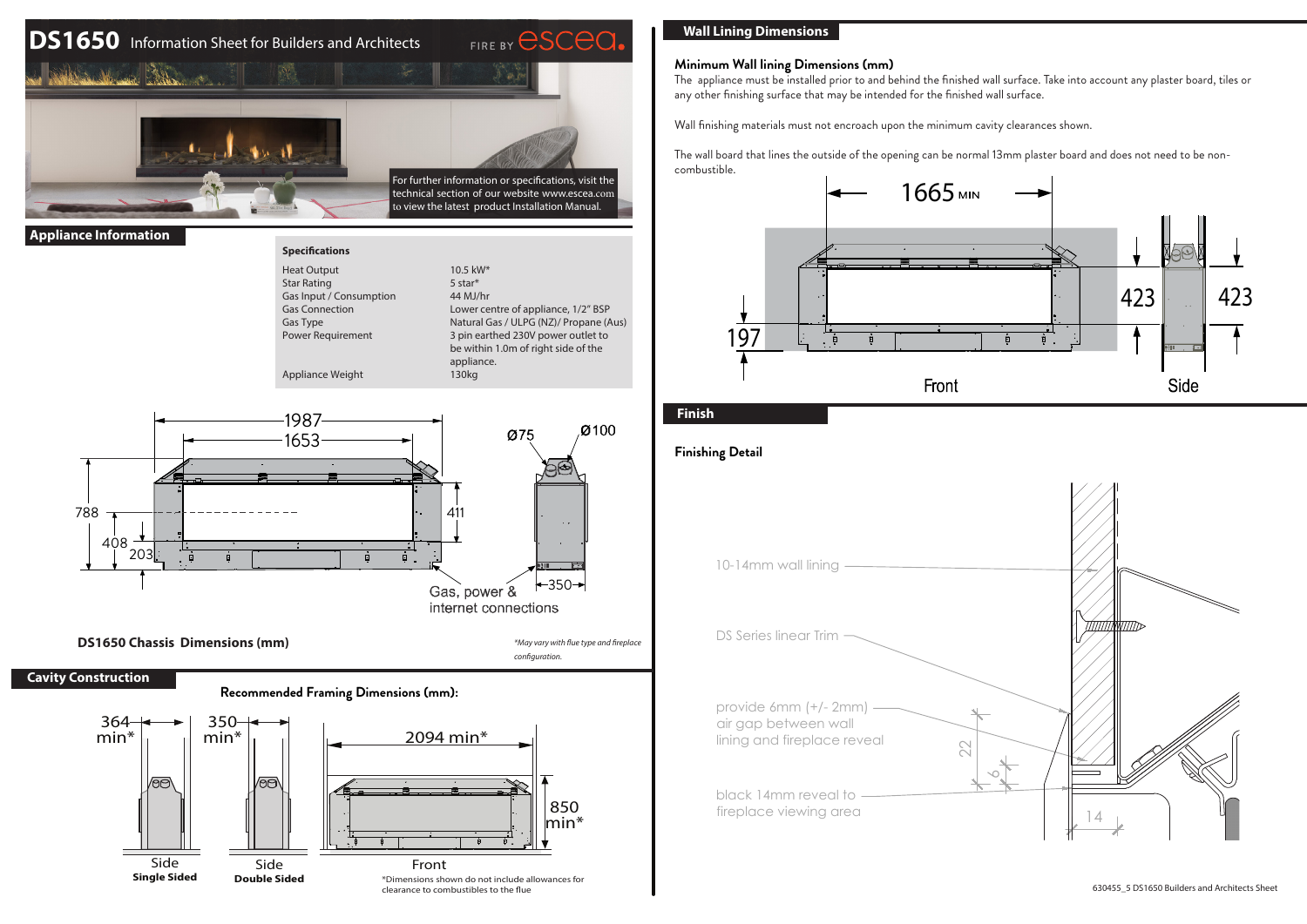# DS1650 Information Sheet for Builders and Architects

FIRE BY escea.

For further information or specifications, visit the technical section of our website www.escea.com to view the latest product Installation Manual.

## Appliance Information

**Specifications**

| | |
|---|---|
| Heat Output | 10.5 kW* |
| Star Rating | 5 star* |
| Gas Input / Consumption | 44 MJ/hr |
| Gas Connection | Lower centre of appliance, 1/2" BSP |
| Gas Type | Natural Gas / ULPG (NZ)/ Propane (Aus) |
| Power Requirement | 3 pin earthed 230V power outlet to be within 1.0m of right side of the appliance. |
| Appliance Weight | 130kg |

1987
1653
788
408
203
411
Ø75
Ø100
350
Gas, power & internet connections

**DS1650 Chassis Dimensions (mm)**

*May vary with flue type and fireplace configuration.

## Cavity Construction

**Recommended Framing Dimensions (mm):**

364 min*
350 min*
2094 min*
850 min*

Side **Single Sided**

Side **Double Sided**

Front

*Dimensions shown do not include allowances for clearance to combustibles to the flue

## Wall Lining Dimensions

### Minimum Wall lining Dimensions (mm)

The appliance must be installed prior to and behind the finished wall surface. Take into account any plaster board, tiles or any other finishing surface that may be intended for the finished wall surface.

Wall finishing materials must not encroach upon the minimum cavity clearances shown.

The wall board that lines the outside of the opening can be normal 13mm plaster board and does not need to be non-combustible.

1665 MIN
197
423
423

Front

Side

## Finish

### Finishing Detail

10-14mm wall lining

DS Series linear Trim

provide 6mm (+/- 2mm) air gap between wall lining and fireplace reveal

black 14mm reveal to fireplace viewing area

22
6
14

630455_5 DS1650 Builders and Architects Sheet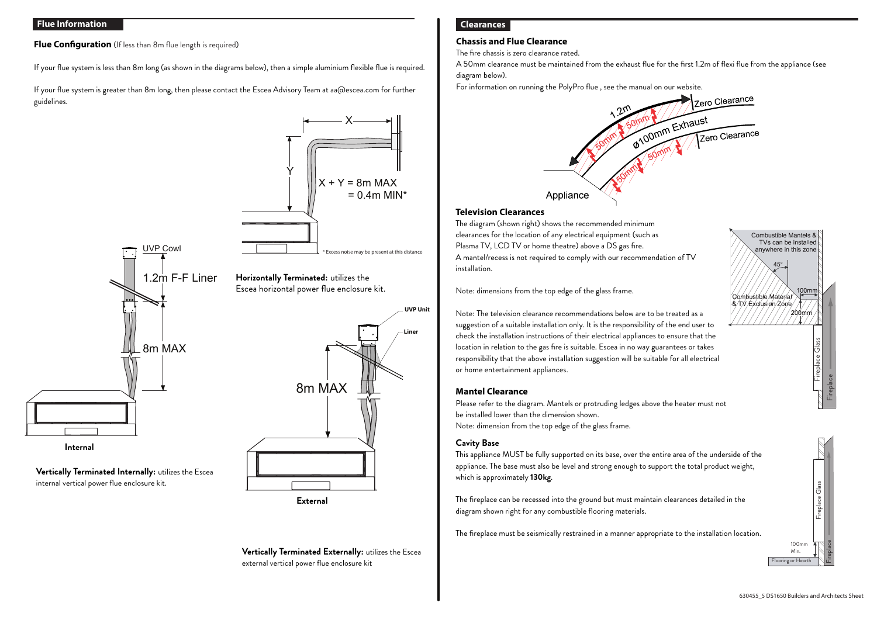## Flue Information

**Flue Configuration** (If less than 8m flue length is required)

If your flue system is less than 8m long (as shown in the diagrams below), then a simple aluminium flexible flue is required.

If your flue system is greater than 8m long, then please contact the Escea Advisory Team at aa@escea.com for further guidelines.

X

Y

X + Y = 8m MAX
= 0.4m MIN*

* Excess noise may be present at this distance

UVP Cowl

1.2m F-F Liner

8m MAX

Internal

**Horizontally Terminated:** utilizes the Escea horizontal power flue enclosure kit.

UVP Unit

Liner

8m MAX

External

**Vertically Terminated Internally:** utilizes the Escea internal vertical power flue enclosure kit.

**Vertically Terminated Externally:** utilizes the Escea external vertical power flue enclosure kit

## Clearances

### Chassis and Flue Clearance

The fire chassis is zero clearance rated.

A 50mm clearance must be maintained from the exhaust flue for the first 1.2m of flexi flue from the appliance (see diagram below).

For information on running the PolyPro flue , see the manual on our website.

1.2m

Zero Clearance

50mm

50mm

ø100mm Exhaust

Zero Clearance

50mm

50mm

Appliance

### Television Clearances

The diagram (shown right) shows the recommended minimum clearances for the location of any electrical equipment (such as Plasma TV, LCD TV or home theatre) above a DS gas fire.

A mantel/recess is not required to comply with our recommendation of TV installation.

Note: dimensions from the top edge of the glass frame.

Note: The television clearance recommendations below are to be treated as a suggestion of a suitable installation only. It is the responsibility of the end user to check the installation instructions of their electrical appliances to ensure that the location in relation to the gas fire is suitable. Escea in no way guarantees or takes responsibility that the above installation suggestion will be suitable for all electrical or home entertainment appliances.

Combustible Mantels & TVs can be installed anywhere in this zone

45°

100mm

Combustible Material & TV Exclusion Zone

200mm

Fireplace Glass

Fireplace

### Mantel Clearance

Please refer to the diagram. Mantels or protruding ledges above the heater must not be installed lower than the dimension shown.

Note: dimension from the top edge of the glass frame.

### Cavity Base

This appliance MUST be fully supported on its base, over the entire area of the underside of the appliance. The base must also be level and strong enough to support the total product weight, which is approximately **130kg**.

The fireplace can be recessed into the ground but must maintain clearances detailed in the diagram shown right for any combustible flooring materials.

The fireplace must be seismically restrained in a manner appropriate to the installation location.

Fireplace Glass

100mm Min.

Flooring or Hearth

Fireplace

630455_5 DS1650 Builders and Architects Sheet